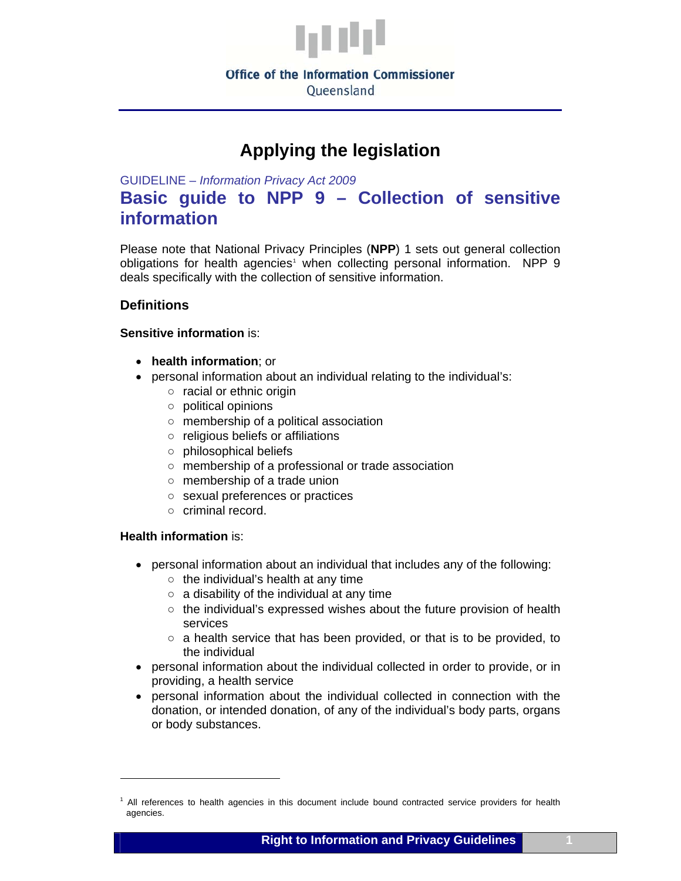Office of the Information Commissioner
Queensland

# Applying the legislation

GUIDELINE – *Information Privacy Act 2009*

## Basic guide to NPP 9 – Collection of sensitive information

Please note that National Privacy Principles (**NPP**) 1 sets out general collection obligations for health agencies[1] when collecting personal information. NPP 9 deals specifically with the collection of sensitive information.

### Definitions

**Sensitive information** is:

- **health information**; or
- personal information about an individual relating to the individual's:
  - racial or ethnic origin
  - political opinions
  - membership of a political association
  - religious beliefs or affiliations
  - philosophical beliefs
  - membership of a professional or trade association
  - membership of a trade union
  - sexual preferences or practices
  - criminal record.

**Health information** is:

- personal information about an individual that includes any of the following:
  - the individual's health at any time
  - a disability of the individual at any time
  - the individual's expressed wishes about the future provision of health services
  - a health service that has been provided, or that is to be provided, to the individual
- personal information about the individual collected in order to provide, or in providing, a health service
- personal information about the individual collected in connection with the donation, or intended donation, of any of the individual's body parts, organs or body substances.

---

[1] All references to health agencies in this document include bound contracted service providers for health agencies.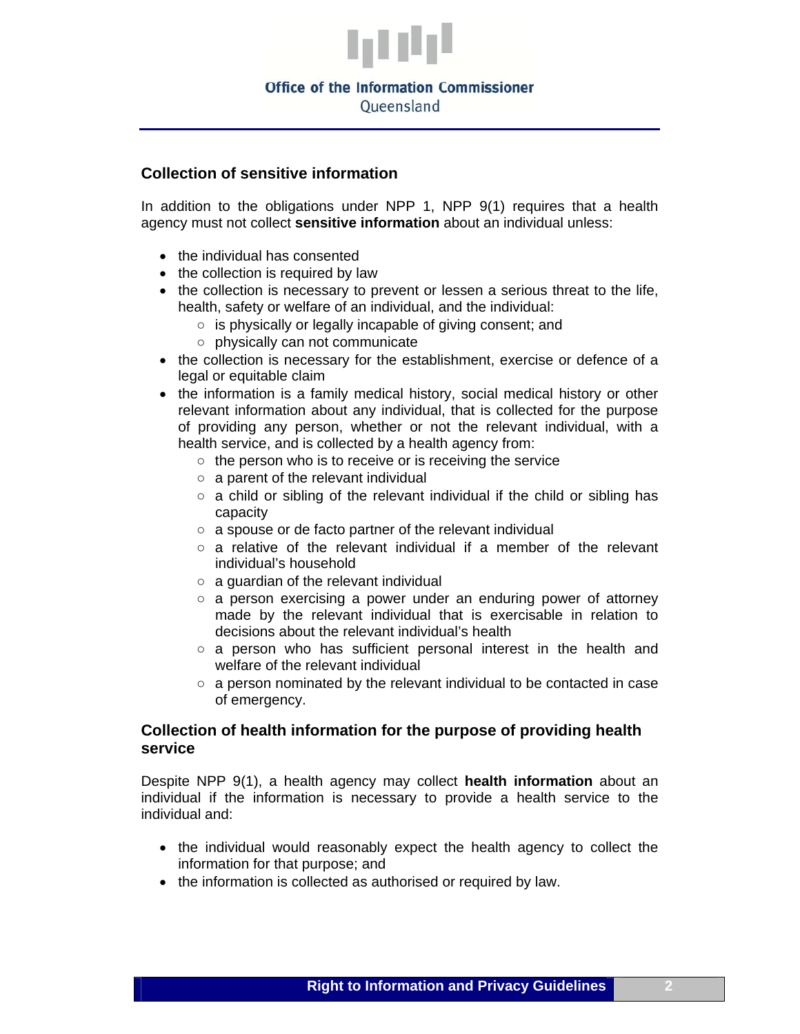## Collection of sensitive information

In addition to the obligations under NPP 1, NPP 9(1) requires that a health agency must not collect **sensitive information** about an individual unless:

- the individual has consented
- the collection is required by law
- the collection is necessary to prevent or lessen a serious threat to the life, health, safety or welfare of an individual, and the individual:
  - is physically or legally incapable of giving consent; and
  - physically can not communicate
- the collection is necessary for the establishment, exercise or defence of a legal or equitable claim
- the information is a family medical history, social medical history or other relevant information about any individual, that is collected for the purpose of providing any person, whether or not the relevant individual, with a health service, and is collected by a health agency from:
  - the person who is to receive or is receiving the service
  - a parent of the relevant individual
  - a child or sibling of the relevant individual if the child or sibling has capacity
  - a spouse or de facto partner of the relevant individual
  - a relative of the relevant individual if a member of the relevant individual's household
  - a guardian of the relevant individual
  - a person exercising a power under an enduring power of attorney made by the relevant individual that is exercisable in relation to decisions about the relevant individual's health
  - a person who has sufficient personal interest in the health and welfare of the relevant individual
  - a person nominated by the relevant individual to be contacted in case of emergency.

## Collection of health information for the purpose of providing health service

Despite NPP 9(1), a health agency may collect **health information** about an individual if the information is necessary to provide a health service to the individual and:

- the individual would reasonably expect the health agency to collect the information for that purpose; and
- the information is collected as authorised or required by law.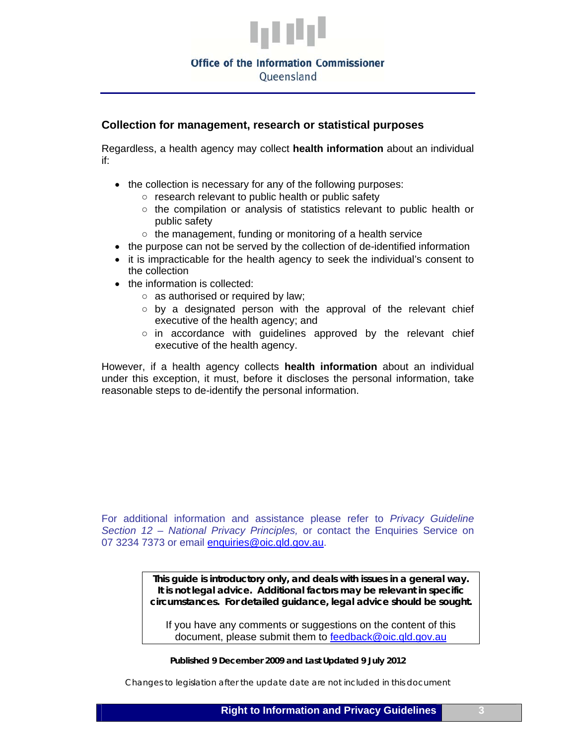## Collection for management, research or statistical purposes

Regardless, a health agency may collect **health information** about an individual if:

- the collection is necessary for any of the following purposes:
    - research relevant to public health or public safety
    - the compilation or analysis of statistics relevant to public health or public safety
    - the management, funding or monitoring of a health service
- the purpose can not be served by the collection of de-identified information
- it is impracticable for the health agency to seek the individual's consent to the collection
- the information is collected:
    - as authorised or required by law;
    - by a designated person with the approval of the relevant chief executive of the health agency; and
    - in accordance with guidelines approved by the relevant chief executive of the health agency.

However, if a health agency collects **health information** about an individual under this exception, it must, before it discloses the personal information, take reasonable steps to de-identify the personal information.

For additional information and assistance please refer to *Privacy Guideline Section 12 – National Privacy Principles,* or contact the Enquiries Service on 07 3234 7373 or email enquiries@oic.qld.gov.au.

**This guide is introductory only, and deals with issues in a general way. It is not legal advice. Additional factors may be relevant in specific circumstances. For detailed guidance, legal advice should be sought.**

If you have any comments or suggestions on the content of this document, please submit them to feedback@oic.qld.gov.au

**Published 9 December 2009 and Last Updated 9 July 2012**

Changes to legislation after the update date are not included in this document